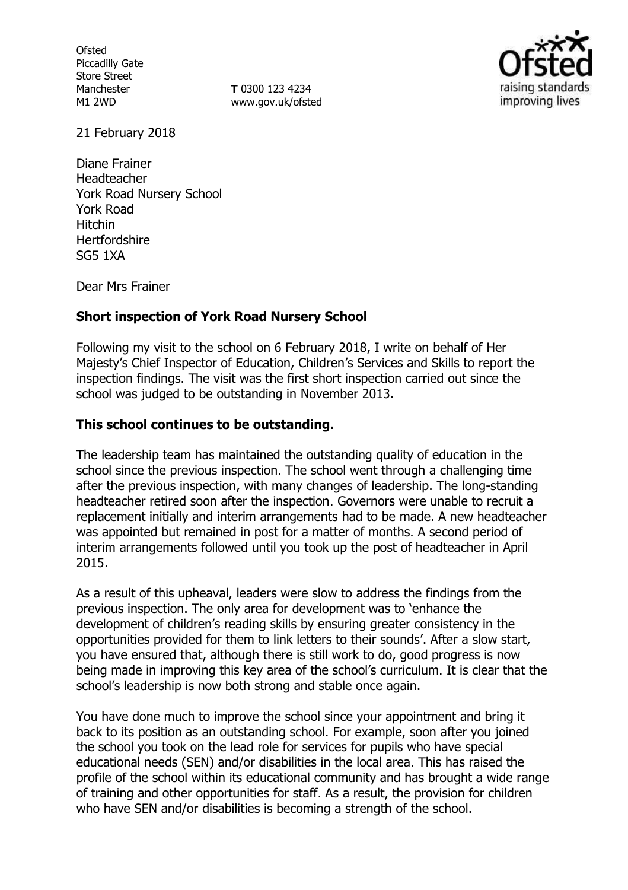Ofsted
Piccadilly Gate
Store Street
Manchester
M1 2WD

**T** 0300 123 4234
www.gov.uk/ofsted

21 February 2018

Diane Frainer
Headteacher
York Road Nursery School
York Road
Hitchin
Hertfordshire
SG5 1XA

Dear Mrs Frainer

**Short inspection of York Road Nursery School**

Following my visit to the school on 6 February 2018, I write on behalf of Her Majesty's Chief Inspector of Education, Children's Services and Skills to report the inspection findings. The visit was the first short inspection carried out since the school was judged to be outstanding in November 2013.

**This school continues to be outstanding.**

The leadership team has maintained the outstanding quality of education in the school since the previous inspection. The school went through a challenging time after the previous inspection, with many changes of leadership. The long-standing headteacher retired soon after the inspection. Governors were unable to recruit a replacement initially and interim arrangements had to be made. A new headteacher was appointed but remained in post for a matter of months. A second period of interim arrangements followed until you took up the post of headteacher in April 2015.

As a result of this upheaval, leaders were slow to address the findings from the previous inspection. The only area for development was to 'enhance the development of children's reading skills by ensuring greater consistency in the opportunities provided for them to link letters to their sounds'. After a slow start, you have ensured that, although there is still work to do, good progress is now being made in improving this key area of the school's curriculum. It is clear that the school's leadership is now both strong and stable once again.

You have done much to improve the school since your appointment and bring it back to its position as an outstanding school. For example, soon after you joined the school you took on the lead role for services for pupils who have special educational needs (SEN) and/or disabilities in the local area. This has raised the profile of the school within its educational community and has brought a wide range of training and other opportunities for staff. As a result, the provision for children who have SEN and/or disabilities is becoming a strength of the school.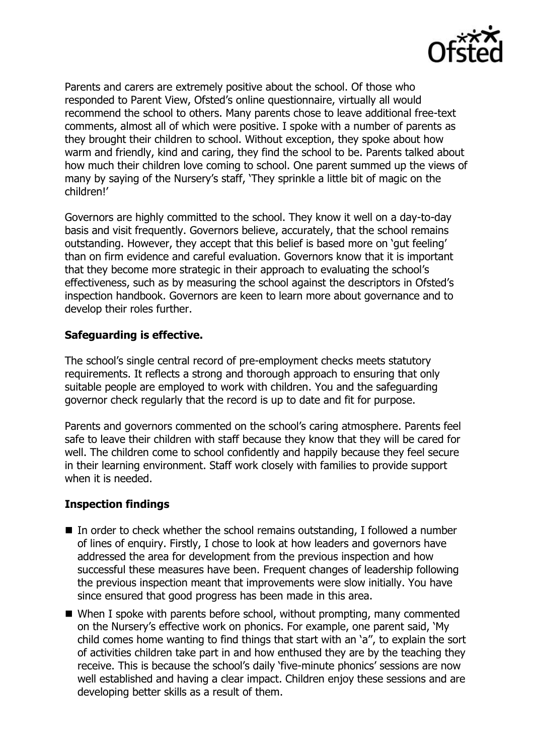Parents and carers are extremely positive about the school. Of those who responded to Parent View, Ofsted's online questionnaire, virtually all would recommend the school to others. Many parents chose to leave additional free-text comments, almost all of which were positive. I spoke with a number of parents as they brought their children to school. Without exception, they spoke about how warm and friendly, kind and caring, they find the school to be. Parents talked about how much their children love coming to school. One parent summed up the views of many by saying of the Nursery's staff, 'They sprinkle a little bit of magic on the children!'

Governors are highly committed to the school. They know it well on a day-to-day basis and visit frequently. Governors believe, accurately, that the school remains outstanding. However, they accept that this belief is based more on 'gut feeling' than on firm evidence and careful evaluation. Governors know that it is important that they become more strategic in their approach to evaluating the school's effectiveness, such as by measuring the school against the descriptors in Ofsted's inspection handbook. Governors are keen to learn more about governance and to develop their roles further.

**Safeguarding is effective.**

The school's single central record of pre-employment checks meets statutory requirements. It reflects a strong and thorough approach to ensuring that only suitable people are employed to work with children. You and the safeguarding governor check regularly that the record is up to date and fit for purpose.

Parents and governors commented on the school's caring atmosphere. Parents feel safe to leave their children with staff because they know that they will be cared for well. The children come to school confidently and happily because they feel secure in their learning environment. Staff work closely with families to provide support when it is needed.

**Inspection findings**

- In order to check whether the school remains outstanding, I followed a number of lines of enquiry. Firstly, I chose to look at how leaders and governors have addressed the area for development from the previous inspection and how successful these measures have been. Frequent changes of leadership following the previous inspection meant that improvements were slow initially. You have since ensured that good progress has been made in this area.
- When I spoke with parents before school, without prompting, many commented on the Nursery's effective work on phonics. For example, one parent said, 'My child comes home wanting to find things that start with an 'a'', to explain the sort of activities children take part in and how enthused they are by the teaching they receive. This is because the school's daily 'five-minute phonics' sessions are now well established and having a clear impact. Children enjoy these sessions and are developing better skills as a result of them.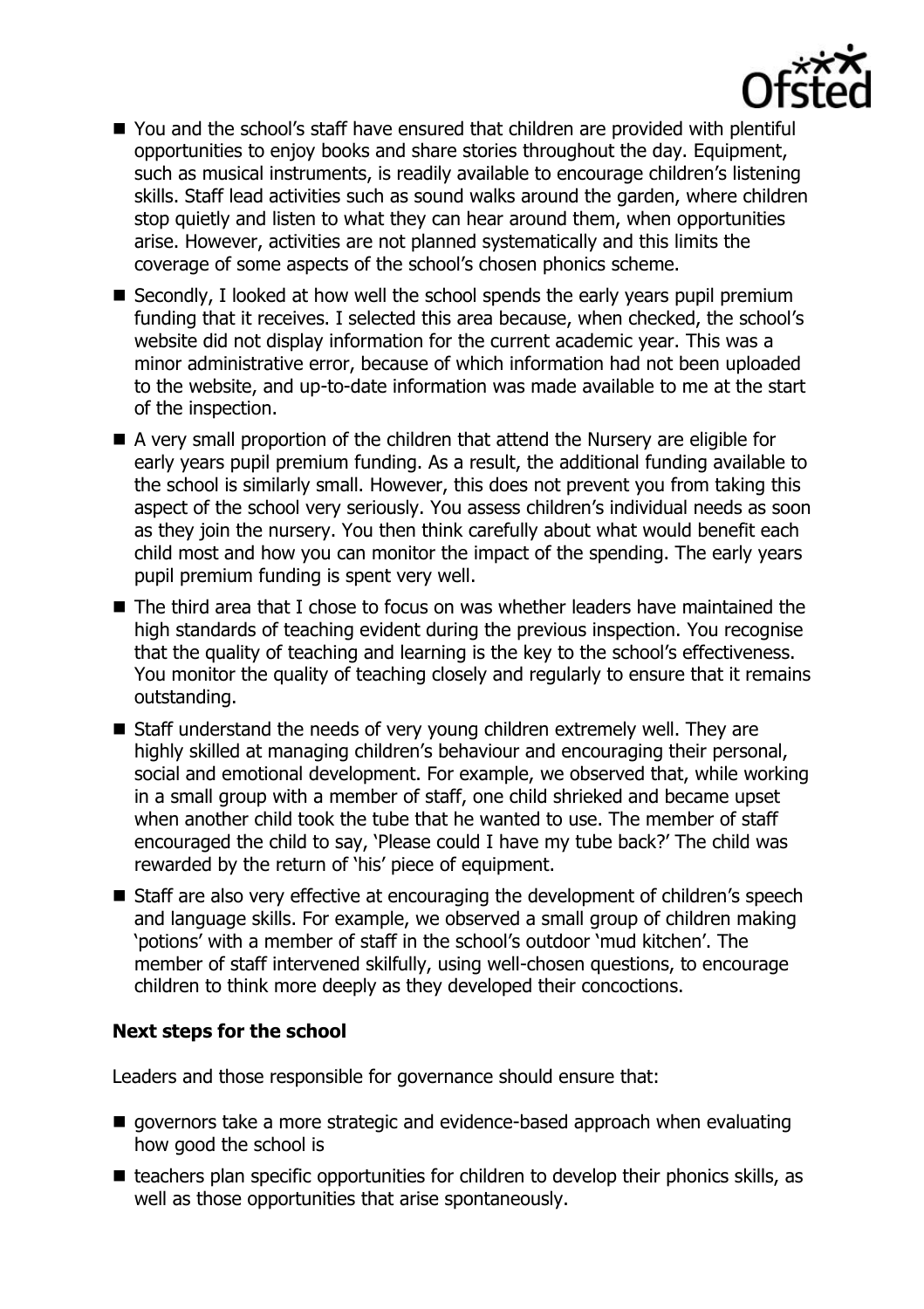- You and the school's staff have ensured that children are provided with plentiful opportunities to enjoy books and share stories throughout the day. Equipment, such as musical instruments, is readily available to encourage children's listening skills. Staff lead activities such as sound walks around the garden, where children stop quietly and listen to what they can hear around them, when opportunities arise. However, activities are not planned systematically and this limits the coverage of some aspects of the school's chosen phonics scheme.
- Secondly, I looked at how well the school spends the early years pupil premium funding that it receives. I selected this area because, when checked, the school's website did not display information for the current academic year. This was a minor administrative error, because of which information had not been uploaded to the website, and up-to-date information was made available to me at the start of the inspection.
- A very small proportion of the children that attend the Nursery are eligible for early years pupil premium funding. As a result, the additional funding available to the school is similarly small. However, this does not prevent you from taking this aspect of the school very seriously. You assess children's individual needs as soon as they join the nursery. You then think carefully about what would benefit each child most and how you can monitor the impact of the spending. The early years pupil premium funding is spent very well.
- The third area that I chose to focus on was whether leaders have maintained the high standards of teaching evident during the previous inspection. You recognise that the quality of teaching and learning is the key to the school's effectiveness. You monitor the quality of teaching closely and regularly to ensure that it remains outstanding.
- Staff understand the needs of very young children extremely well. They are highly skilled at managing children's behaviour and encouraging their personal, social and emotional development. For example, we observed that, while working in a small group with a member of staff, one child shrieked and became upset when another child took the tube that he wanted to use. The member of staff encouraged the child to say, 'Please could I have my tube back?' The child was rewarded by the return of 'his' piece of equipment.
- Staff are also very effective at encouraging the development of children's speech and language skills. For example, we observed a small group of children making 'potions' with a member of staff in the school's outdoor 'mud kitchen'. The member of staff intervened skilfully, using well-chosen questions, to encourage children to think more deeply as they developed their concoctions.

### Next steps for the school

Leaders and those responsible for governance should ensure that:

- governors take a more strategic and evidence-based approach when evaluating how good the school is
- teachers plan specific opportunities for children to develop their phonics skills, as well as those opportunities that arise spontaneously.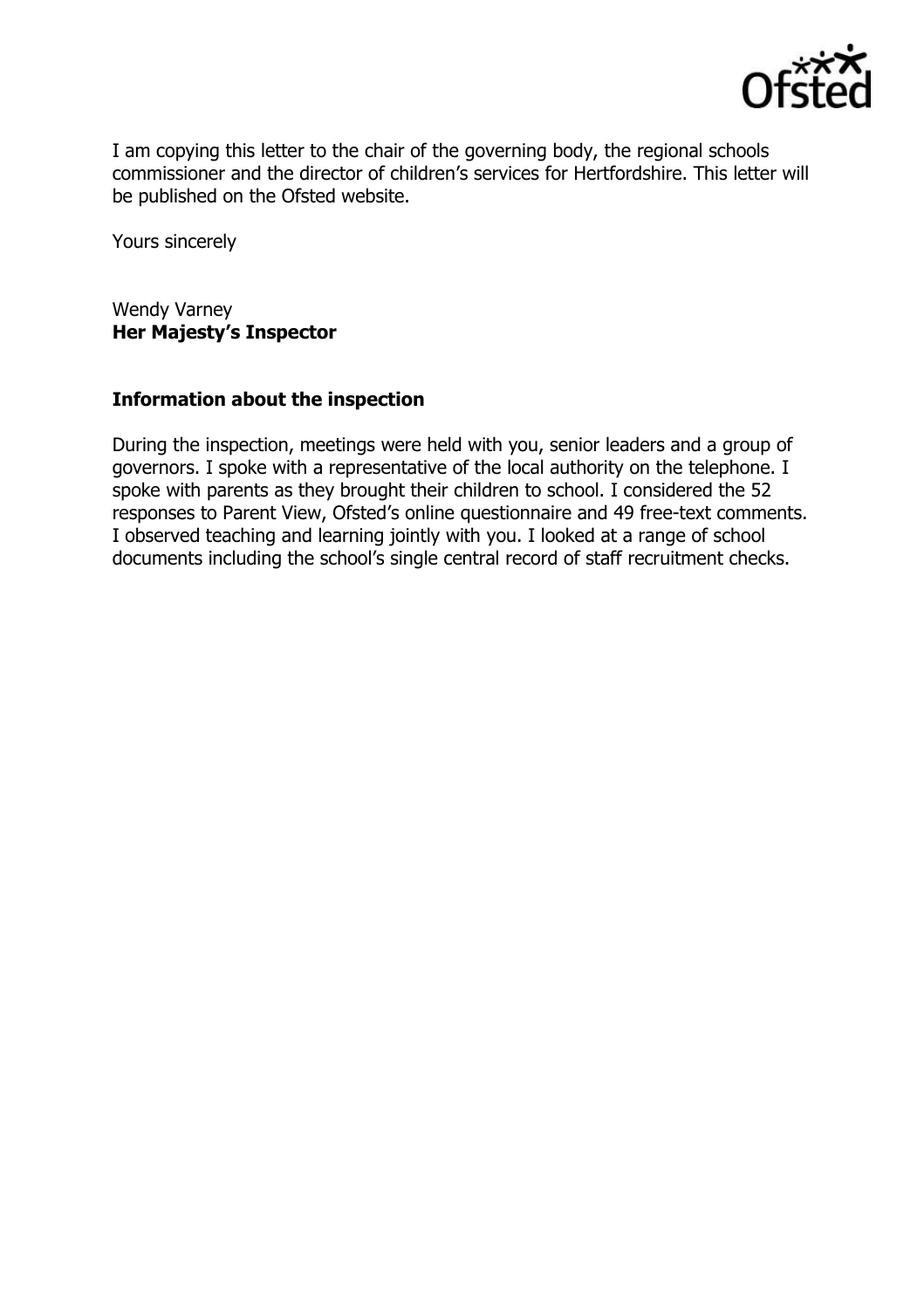I am copying this letter to the chair of the governing body, the regional schools commissioner and the director of children's services for Hertfordshire. This letter will be published on the Ofsted website.

Yours sincerely

Wendy Varney
**Her Majesty's Inspector**

### Information about the inspection

During the inspection, meetings were held with you, senior leaders and a group of governors. I spoke with a representative of the local authority on the telephone. I spoke with parents as they brought their children to school. I considered the 52 responses to Parent View, Ofsted's online questionnaire and 49 free-text comments. I observed teaching and learning jointly with you. I looked at a range of school documents including the school's single central record of staff recruitment checks.